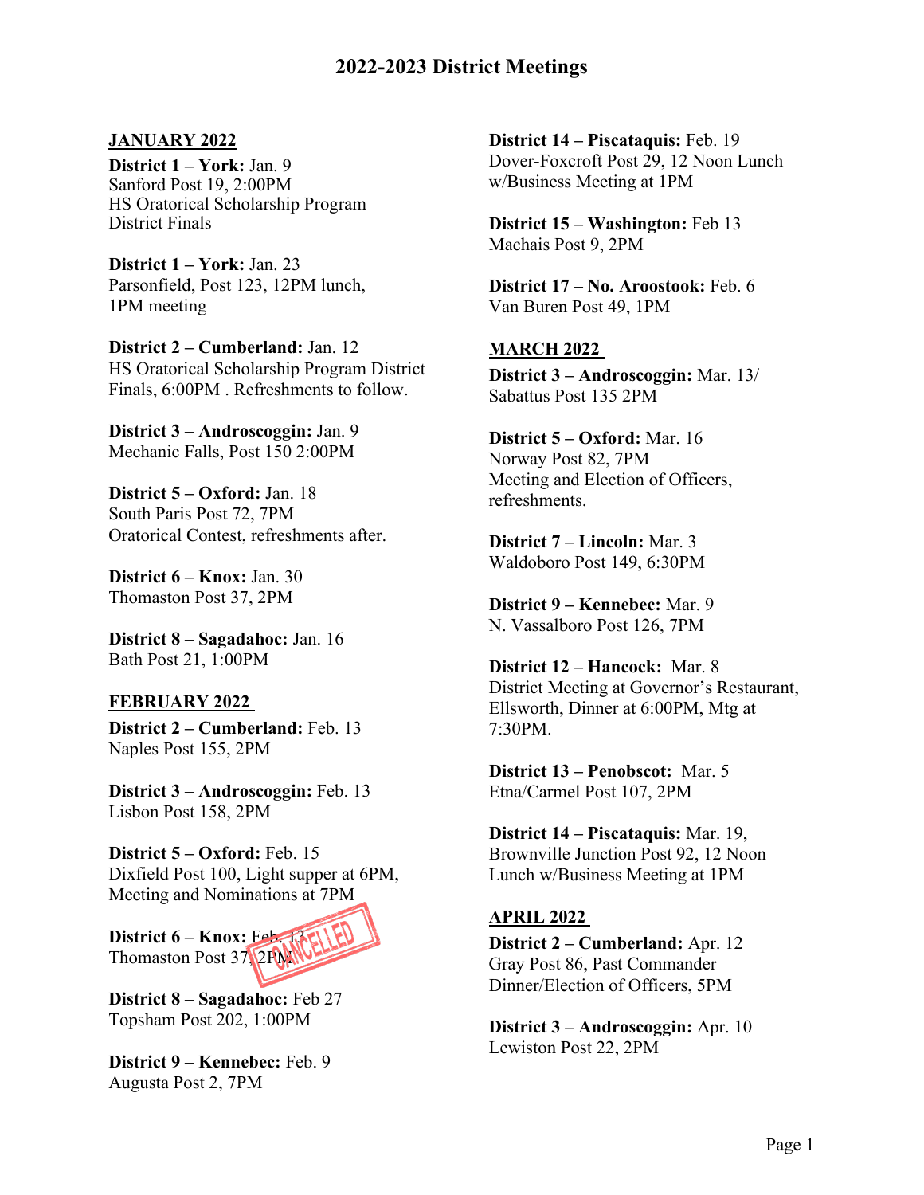# 2022-2023 District Meetings

## JANUARY 2022

**District 1 – York:** Jan. 9
Sanford Post 19, 2:00PM
HS Oratorical Scholarship Program District Finals

**District 1 – York:** Jan. 23
Parsonfield, Post 123, 12PM lunch, 1PM meeting

**District 2 – Cumberland:** Jan. 12
HS Oratorical Scholarship Program District Finals, 6:00PM . Refreshments to follow.

**District 3 – Androscoggin:** Jan. 9
Mechanic Falls, Post 150 2:00PM

**District 5 – Oxford:** Jan. 18
South Paris Post 72, 7PM
Oratorical Contest, refreshments after.

**District 6 – Knox:** Jan. 30
Thomaston Post 37, 2PM

**District 8 – Sagadahoc:** Jan. 16
Bath Post 21, 1:00PM

## FEBRUARY 2022

**District 2 – Cumberland:** Feb. 13
Naples Post 155, 2PM

**District 3 – Androscoggin:** Feb. 13
Lisbon Post 158, 2PM

**District 5 – Oxford:** Feb. 15
Dixfield Post 100, Light supper at 6PM, Meeting and Nominations at 7PM

**District 6 – Knox:** Feb. 13
Thomaston Post 37, 2PM
CANCELLED

**District 8 – Sagadahoc:** Feb 27
Topsham Post 202, 1:00PM

**District 9 – Kennebec:** Feb. 9
Augusta Post 2, 7PM

**District 14 – Piscataquis:** Feb. 19
Dover-Foxcroft Post 29, 12 Noon Lunch w/Business Meeting at 1PM

**District 15 – Washington:** Feb 13
Machais Post 9, 2PM

**District 17 – No. Aroostook:** Feb. 6
Van Buren Post 49, 1PM

## MARCH 2022

**District 3 – Androscoggin:** Mar. 13/
Sabattus Post 135 2PM

**District 5 – Oxford:** Mar. 16
Norway Post 82, 7PM
Meeting and Election of Officers, refreshments.

**District 7 – Lincoln:** Mar. 3
Waldoboro Post 149, 6:30PM

**District 9 – Kennebec:** Mar. 9
N. Vassalboro Post 126, 7PM

**District 12 – Hancock:** Mar. 8
District Meeting at Governor's Restaurant, Ellsworth, Dinner at 6:00PM, Mtg at 7:30PM.

**District 13 – Penobscot:** Mar. 5
Etna/Carmel Post 107, 2PM

**District 14 – Piscataquis:** Mar. 19,
Brownville Junction Post 92, 12 Noon Lunch w/Business Meeting at 1PM

## APRIL 2022

**District 2 – Cumberland:** Apr. 12
Gray Post 86, Past Commander Dinner/Election of Officers, 5PM

**District 3 – Androscoggin:** Apr. 10
Lewiston Post 22, 2PM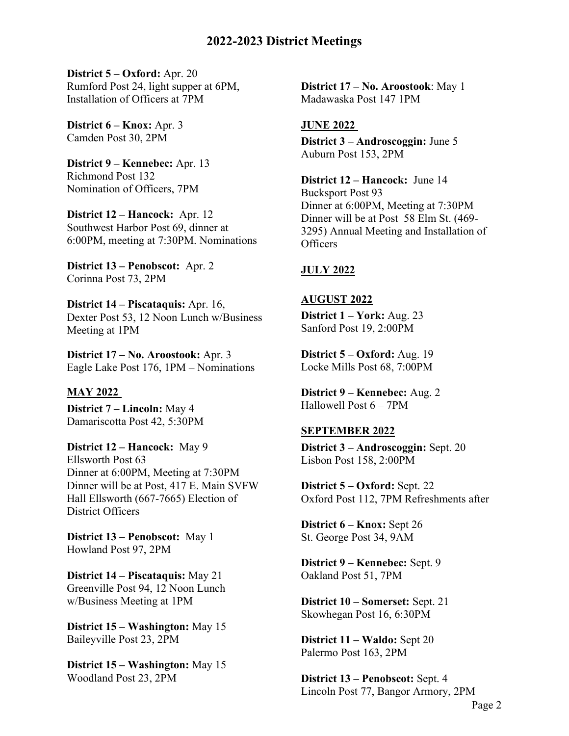# 2022-2023 District Meetings

**District 5 – Oxford:** Apr. 20
Rumford Post 24, light supper at 6PM, Installation of Officers at 7PM

**District 6 – Knox:** Apr. 3
Camden Post 30, 2PM

**District 9 – Kennebec:** Apr. 13
Richmond Post 132
Nomination of Officers, 7PM

**District 12 – Hancock:** Apr. 12
Southwest Harbor Post 69, dinner at 6:00PM, meeting at 7:30PM. Nominations

**District 13 – Penobscot:** Apr. 2
Corinna Post 73, 2PM

**District 14 – Piscataquis:** Apr. 16,
Dexter Post 53, 12 Noon Lunch w/Business Meeting at 1PM

**District 17 – No. Aroostook:** Apr. 3
Eagle Lake Post 176, 1PM – Nominations

**MAY 2022**

**District 7 – Lincoln:** May 4
Damariscotta Post 42, 5:30PM

**District 12 – Hancock:** May 9
Ellsworth Post 63
Dinner at 6:00PM, Meeting at 7:30PM
Dinner will be at Post, 417 E. Main SVFW Hall Ellsworth (667-7665) Election of District Officers

**District 13 – Penobscot:** May 1
Howland Post 97, 2PM

**District 14 – Piscataquis:** May 21
Greenville Post 94, 12 Noon Lunch w/Business Meeting at 1PM

**District 15 – Washington:** May 15
Baileyville Post 23, 2PM

**District 15 – Washington:** May 15
Woodland Post 23, 2PM

**District 17 – No. Aroostook**: May 1
Madawaska Post 147 1PM

**JUNE 2022**

**District 3 – Androscoggin:** June 5
Auburn Post 153, 2PM

**District 12 – Hancock:** June 14
Bucksport Post 93
Dinner at 6:00PM, Meeting at 7:30PM
Dinner will be at Post 58 Elm St. (469-3295) Annual Meeting and Installation of Officers

**JULY 2022**

**AUGUST 2022**

**District 1 – York:** Aug. 23
Sanford Post 19, 2:00PM

**District 5 – Oxford:** Aug. 19
Locke Mills Post 68, 7:00PM

**District 9 – Kennebec:** Aug. 2
Hallowell Post 6 – 7PM

**SEPTEMBER 2022**

**District 3 – Androscoggin:** Sept. 20
Lisbon Post 158, 2:00PM

**District 5 – Oxford:** Sept. 22
Oxford Post 112, 7PM Refreshments after

**District 6 – Knox:** Sept 26
St. George Post 34, 9AM

**District 9 – Kennebec:** Sept. 9
Oakland Post 51, 7PM

**District 10 – Somerset:** Sept. 21
Skowhegan Post 16, 6:30PM

**District 11 – Waldo:** Sept 20
Palermo Post 163, 2PM

**District 13 – Penobscot:** Sept. 4
Lincoln Post 77, Bangor Armory, 2PM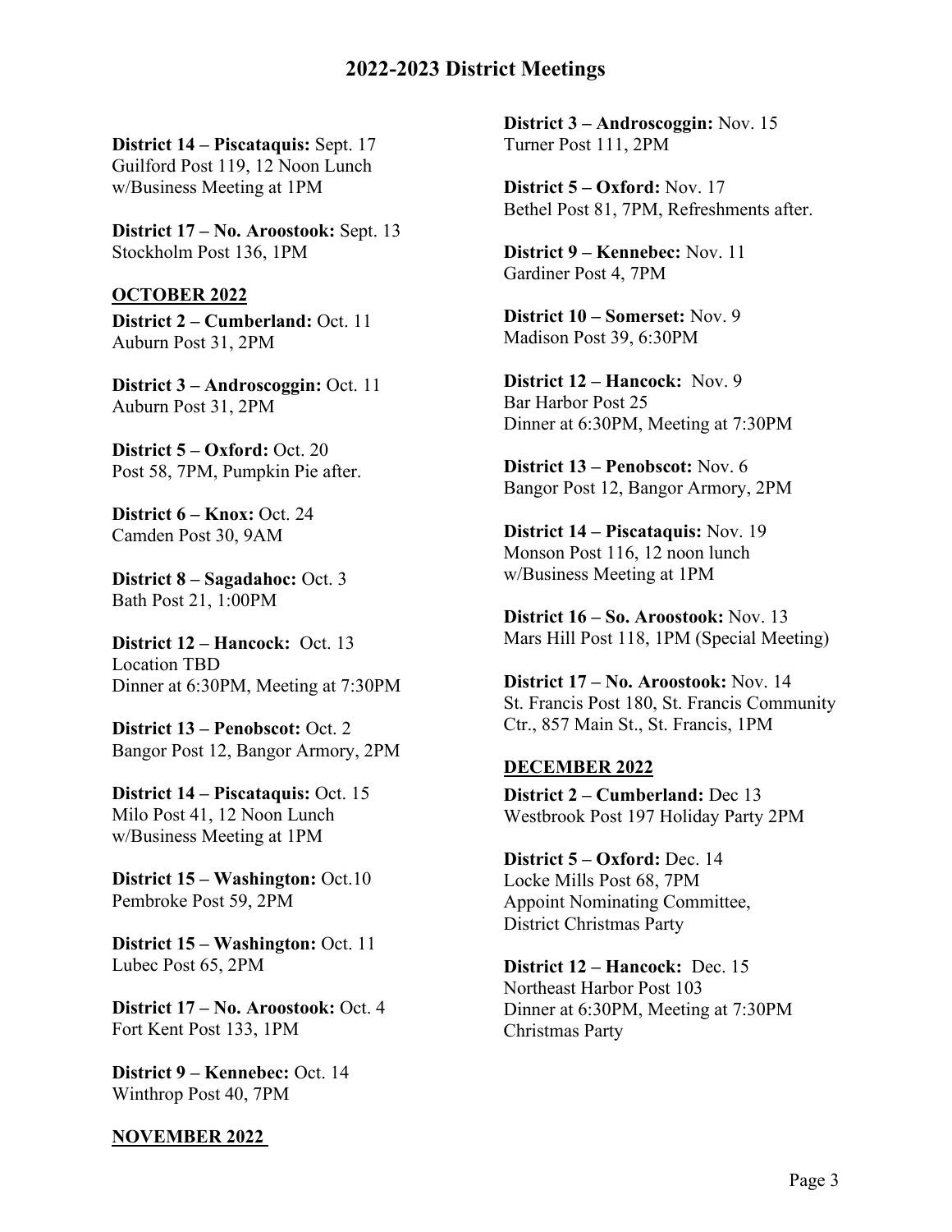# 2022-2023 District Meetings

**District 14 – Piscataquis:** Sept. 17
Guilford Post 119, 12 Noon Lunch
w/Business Meeting at 1PM

**District 17 – No. Aroostook:** Sept. 13
Stockholm Post 136, 1PM

## OCTOBER 2022

**District 2 – Cumberland:** Oct. 11
Auburn Post 31, 2PM

**District 3 – Androscoggin:** Oct. 11
Auburn Post 31, 2PM

**District 5 – Oxford:** Oct. 20
Post 58, 7PM, Pumpkin Pie after.

**District 6 – Knox:** Oct. 24
Camden Post 30, 9AM

**District 8 – Sagadahoc:** Oct. 3
Bath Post 21, 1:00PM

**District 12 – Hancock:** Oct. 13
Location TBD
Dinner at 6:30PM, Meeting at 7:30PM

**District 13 – Penobscot:** Oct. 2
Bangor Post 12, Bangor Armory, 2PM

**District 14 – Piscataquis:** Oct. 15
Milo Post 41, 12 Noon Lunch
w/Business Meeting at 1PM

**District 15 – Washington:** Oct.10
Pembroke Post 59, 2PM

**District 15 – Washington:** Oct. 11
Lubec Post 65, 2PM

**District 17 – No. Aroostook:** Oct. 4
Fort Kent Post 133, 1PM

**District 9 – Kennebec:** Oct. 14
Winthrop Post 40, 7PM

## NOVEMBER 2022

**District 3 – Androscoggin:** Nov. 15
Turner Post 111, 2PM

**District 5 – Oxford:** Nov. 17
Bethel Post 81, 7PM, Refreshments after.

**District 9 – Kennebec:** Nov. 11
Gardiner Post 4, 7PM

**District 10 – Somerset:** Nov. 9
Madison Post 39, 6:30PM

**District 12 – Hancock:** Nov. 9
Bar Harbor Post 25
Dinner at 6:30PM, Meeting at 7:30PM

**District 13 – Penobscot:** Nov. 6
Bangor Post 12, Bangor Armory, 2PM

**District 14 – Piscataquis:** Nov. 19
Monson Post 116, 12 noon lunch
w/Business Meeting at 1PM

**District 16 – So. Aroostook:** Nov. 13
Mars Hill Post 118, 1PM (Special Meeting)

**District 17 – No. Aroostook:** Nov. 14
St. Francis Post 180, St. Francis Community Ctr., 857 Main St., St. Francis, 1PM

## DECEMBER 2022

**District 2 – Cumberland:** Dec 13
Westbrook Post 197 Holiday Party 2PM

**District 5 – Oxford:** Dec. 14
Locke Mills Post 68, 7PM
Appoint Nominating Committee,
District Christmas Party

**District 12 – Hancock:** Dec. 15
Northeast Harbor Post 103
Dinner at 6:30PM, Meeting at 7:30PM
Christmas Party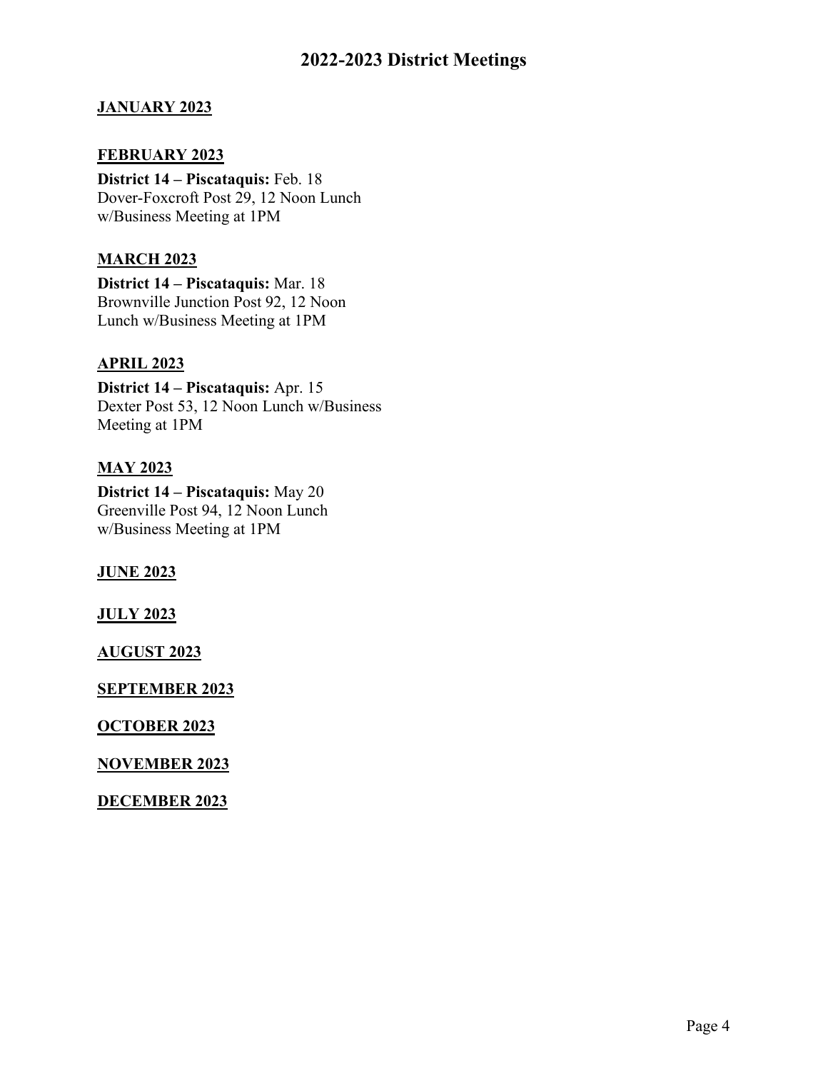# 2022-2023 District Meetings

**JANUARY 2023**

**FEBRUARY 2023**

**District 14 – Piscataquis:** Feb. 18
Dover-Foxcroft Post 29, 12 Noon Lunch w/Business Meeting at 1PM

**MARCH 2023**

**District 14 – Piscataquis:** Mar. 18
Brownville Junction Post 92, 12 Noon Lunch w/Business Meeting at 1PM

**APRIL 2023**

**District 14 – Piscataquis:** Apr. 15
Dexter Post 53, 12 Noon Lunch w/Business Meeting at 1PM

**MAY 2023**

**District 14 – Piscataquis:** May 20
Greenville Post 94, 12 Noon Lunch w/Business Meeting at 1PM

**JUNE 2023**

**JULY 2023**

**AUGUST 2023**

**SEPTEMBER 2023**

**OCTOBER 2023**

**NOVEMBER 2023**

**DECEMBER 2023**